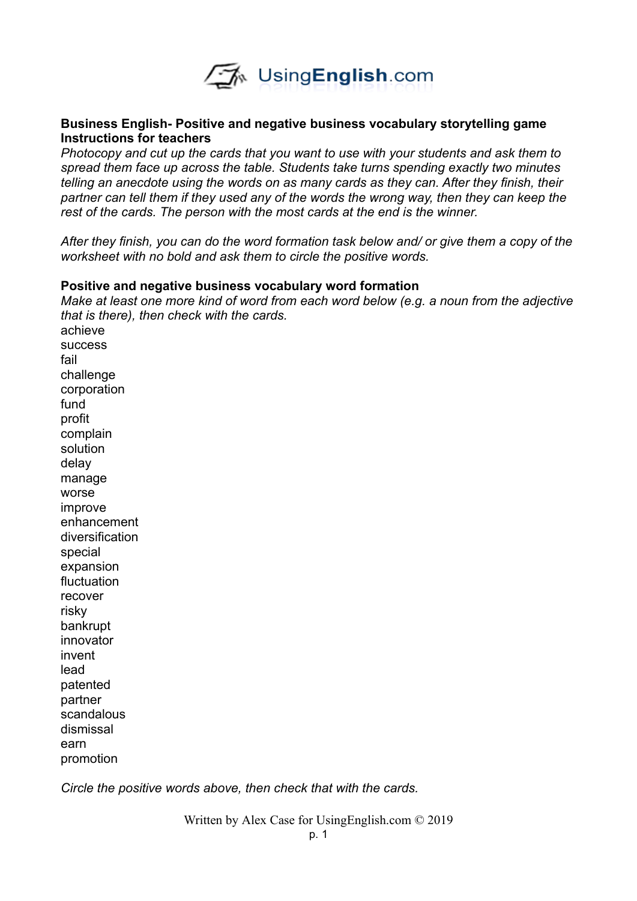**UsingEnglish.com**

**Business English- Positive and negative business vocabulary storytelling game**
**Instructions for teachers**

*Photocopy and cut up the cards that you want to use with your students and ask them to spread them face up across the table. Students take turns spending exactly two minutes telling an anecdote using the words on as many cards as they can. After they finish, their partner can tell them if they used any of the words the wrong way, then they can keep the rest of the cards. The person with the most cards at the end is the winner.*

*After they finish, you can do the word formation task below and/ or give them a copy of the worksheet with no bold and ask them to circle the positive words.*

**Positive and negative business vocabulary word formation**

*Make at least one more kind of word from each word below (e.g. a noun from the adjective that is there), then check with the cards.*

achieve
success
fail
challenge
corporation
fund
profit
complain
solution
delay
manage
worse
improve
enhancement
diversification
special
expansion
fluctuation
recover
risky
bankrupt
innovator
invent
lead
patented
partner
scandalous
dismissal
earn
promotion

*Circle the positive words above, then check that with the cards.*

Written by Alex Case for UsingEnglish.com © 2019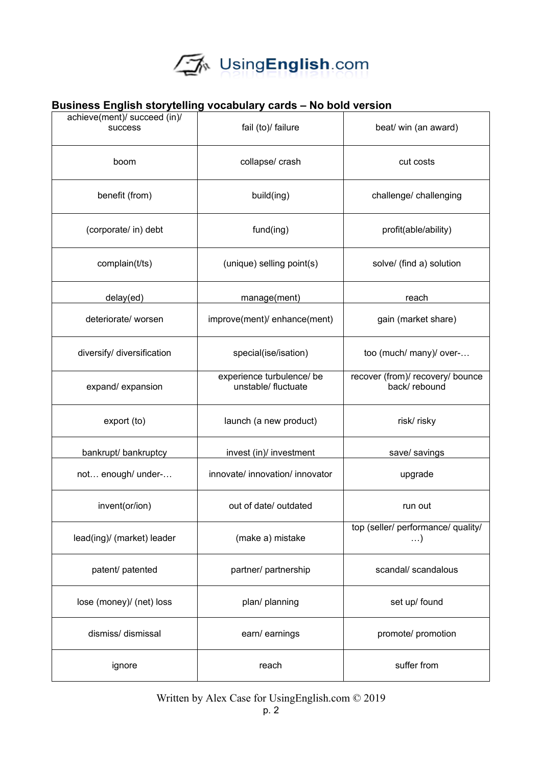## Business English storytelling vocabulary cards – No bold version

| | | |
|---|---|---|
| achieve(ment)/ succeed (in)/ success | fail (to)/ failure | beat/ win (an award) |
| boom | collapse/ crash | cut costs |
| benefit (from) | build(ing) | challenge/ challenging |
| (corporate/ in) debt | fund(ing) | profit(able/ability) |
| complain(t/ts) | (unique) selling point(s) | solve/ (find a) solution |
| delay(ed) | manage(ment) | reach |
| deteriorate/ worsen | improve(ment)/ enhance(ment) | gain (market share) |
| diversify/ diversification | special(ise/isation) | too (much/ many)/ over-… |
| expand/ expansion | experience turbulence/ be unstable/ fluctuate | recover (from)/ recovery/ bounce back/ rebound |
| export (to) | launch (a new product) | risk/ risky |
| bankrupt/ bankruptcy | invest (in)/ investment | save/ savings |
| not… enough/ under-… | innovate/ innovation/ innovator | upgrade |
| invent(or/ion) | out of date/ outdated | run out |
| lead(ing)/ (market) leader | (make a) mistake | top (seller/ performance/ quality/ …) |
| patent/ patented | partner/ partnership | scandal/ scandalous |
| lose (money)/ (net) loss | plan/ planning | set up/ found |
| dismiss/ dismissal | earn/ earnings | promote/ promotion |
| ignore | reach | suffer from |

Written by Alex Case for UsingEnglish.com © 2019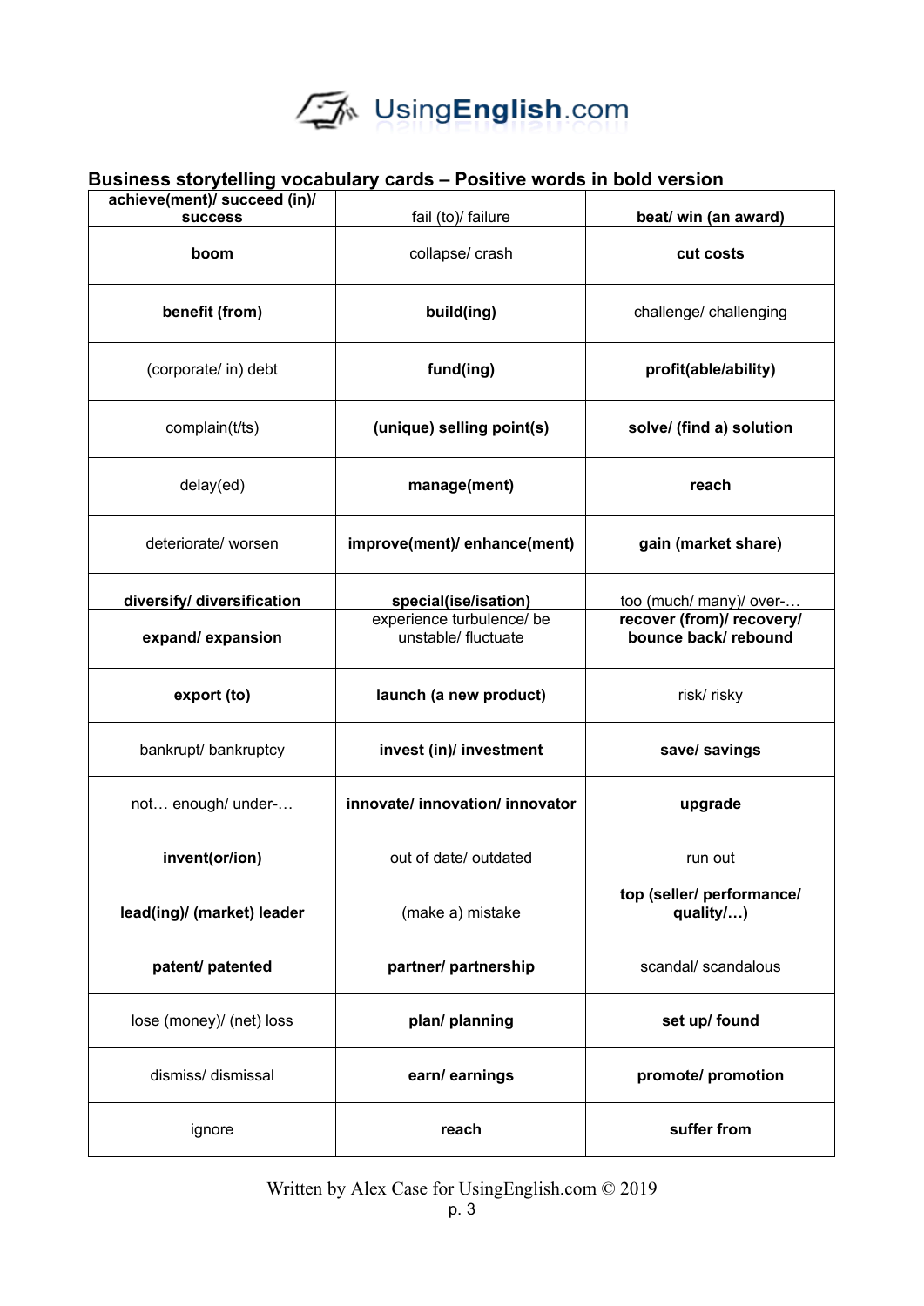## Business storytelling vocabulary cards – Positive words in bold version

| | | |
|---|---|---|
| **achieve(ment)/ succeed (in)/ success** | fail (to)/ failure | **beat/ win (an award)** |
| **boom** | collapse/ crash | **cut costs** |
| **benefit (from)** | **build(ing)** | challenge/ challenging |
| (corporate/ in) debt | **fund(ing)** | **profit(able/ability)** |
| complain(t/ts) | **(unique) selling point(s)** | **solve/ (find a) solution** |
| delay(ed) | **manage(ment)** | **reach** |
| deteriorate/ worsen | **improve(ment)/ enhance(ment)** | **gain (market share)** |
| **diversify/ diversification** | **special(ise/isation)** | too (much/ many)/ over-… |
| **expand/ expansion** | experience turbulence/ be unstable/ fluctuate | **recover (from)/ recovery/ bounce back/ rebound** |
| **export (to)** | **launch (a new product)** | risk/ risky |
| bankrupt/ bankruptcy | **invest (in)/ investment** | **save/ savings** |
| not… enough/ under-… | **innovate/ innovation/ innovator** | **upgrade** |
| **invent(or/ion)** | out of date/ outdated | run out |
| **lead(ing)/ (market) leader** | (make a) mistake | **top (seller/ performance/ quality/…)** |
| **patent/ patented** | **partner/ partnership** | scandal/ scandalous |
| lose (money)/ (net) loss | **plan/ planning** | **set up/ found** |
| dismiss/ dismissal | **earn/ earnings** | **promote/ promotion** |
| ignore | **reach** | **suffer from** |

Written by Alex Case for UsingEnglish.com © 2019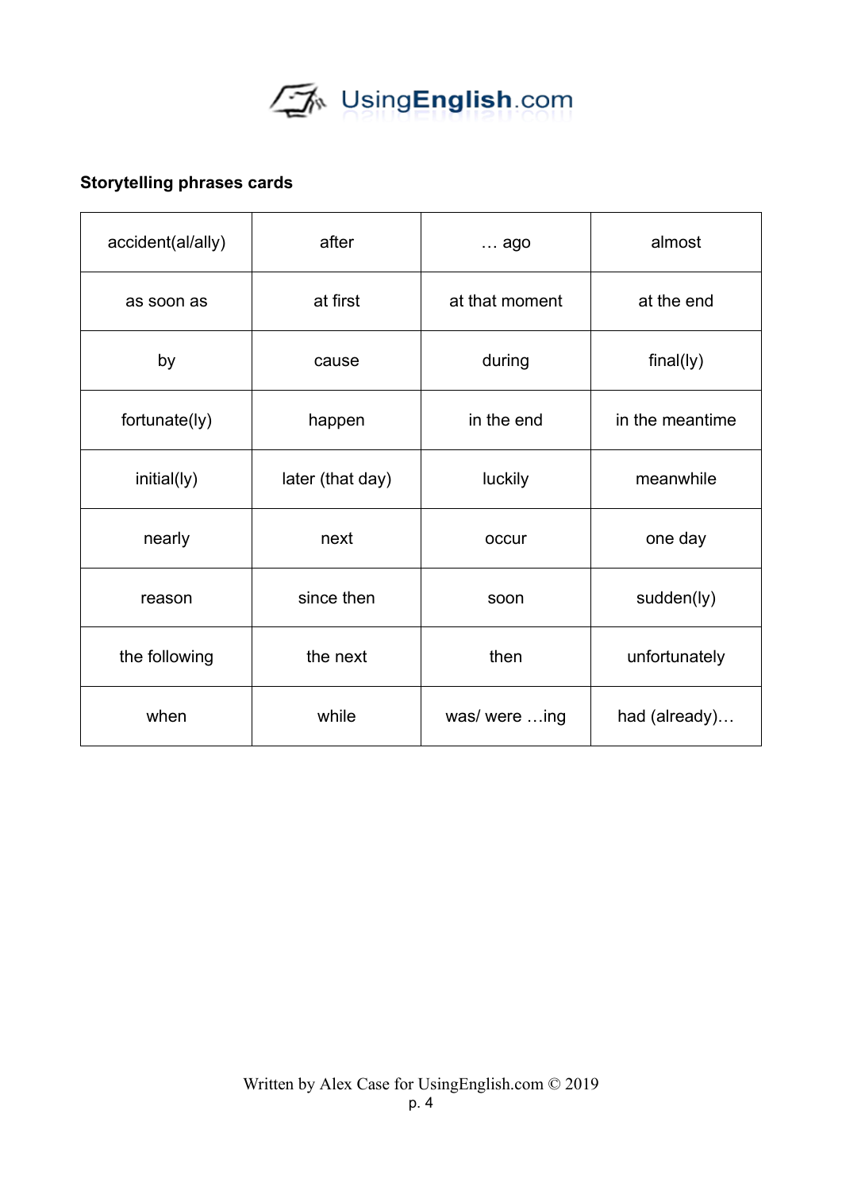**Storytelling phrases cards**

| | | | |
|---|---|---|---|
| accident(al/ally) | after | … ago | almost |
| as soon as | at first | at that moment | at the end |
| by | cause | during | final(ly) |
| fortunate(ly) | happen | in the end | in the meantime |
| initial(ly) | later (that day) | luckily | meanwhile |
| nearly | next | occur | one day |
| reason | since then | soon | sudden(ly) |
| the following | the next | then | unfortunately |
| when | while | was/ were …ing | had (already)… |

Written by Alex Case for UsingEnglish.com © 2019